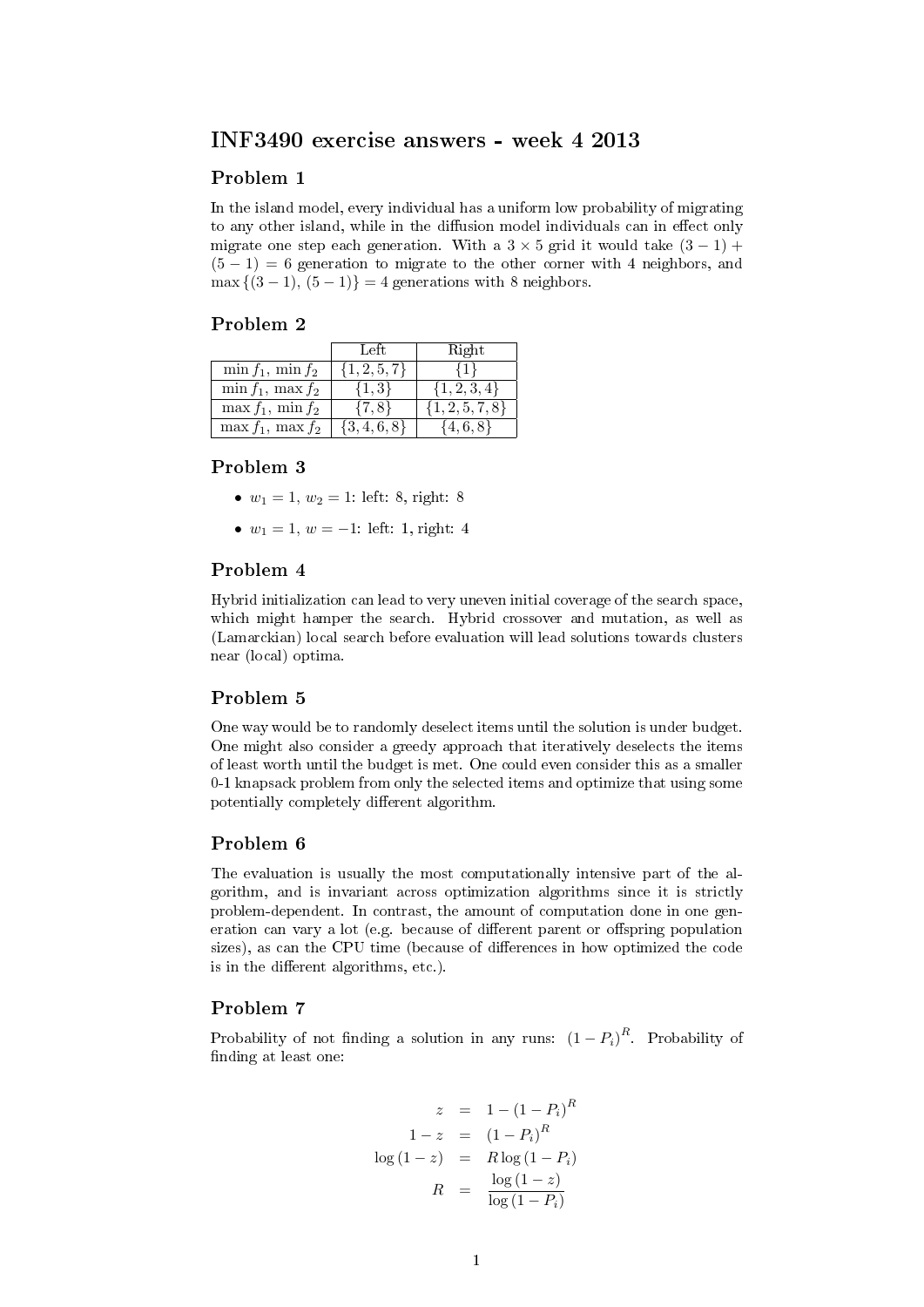# INF3490 exercise answers - week 4 2013

## Problem 1

In the island model, every individual has a uniform low probability of migrating to any other island, while in the diffusion model individuals can in effect only migrate one step each generation. With a $3 \times 5$ grid it would take $(3-1) + (5-1) = 6$ generation to migrate to the other corner with 4 neighbors, and $\max\{(3-1), (5-1)\} = 4$ generations with 8 neighbors.

## Problem 2

| | Left | Right |
|---|---|---|
| $\min f_1$, $\min f_2$ | $\{1,2,5,7\}$ | $\{1\}$ |
| $\min f_1$, $\max f_2$ | $\{1,3\}$ | $\{1,2,3,4\}$ |
| $\max f_1$, $\min f_2$ | $\{7,8\}$ | $\{1,2,5,7,8\}$ |
| $\max f_1$, $\max f_2$ | $\{3,4,6,8\}$ | $\{4,6,8\}$ |

## Problem 3

- $w_1 = 1$, $w_2 = 1$: left: 8, right: 8
- $w_1 = 1$, $w = -1$: left: 1, right: 4

## Problem 4

Hybrid initialization can lead to very uneven initial coverage of the search space, which might hamper the search. Hybrid crossover and mutation, as well as (Lamarckian) local search before evaluation will lead solutions towards clusters near (local) optima.

## Problem 5

One way would be to randomly deselect items until the solution is under budget. One might also consider a greedy approach that iteratively deselects the items of least worth until the budget is met. One could even consider this as a smaller 0-1 knapsack problem from only the selected items and optimize that using some potentially completely different algorithm.

## Problem 6

The evaluation is usually the most computationally intensive part of the algorithm, and is invariant across optimization algorithms since it is strictly problem-dependent. In contrast, the amount of computation done in one generation can vary a lot (e.g. because of different parent or offspring population sizes), as can the CPU time (because of differences in how optimized the code is in the different algorithms, etc.).

## Problem 7

Probability of not finding a solution in any runs: $(1 - P_i)^R$. Probability of finding at least one:

$$
\begin{aligned}
z &= 1 - (1 - P_i)^R \\
1 - z &= (1 - P_i)^R \\
\log(1 - z) &= R \log(1 - P_i) \\
R &= \frac{\log(1 - z)}{\log(1 - P_i)}
\end{aligned}
$$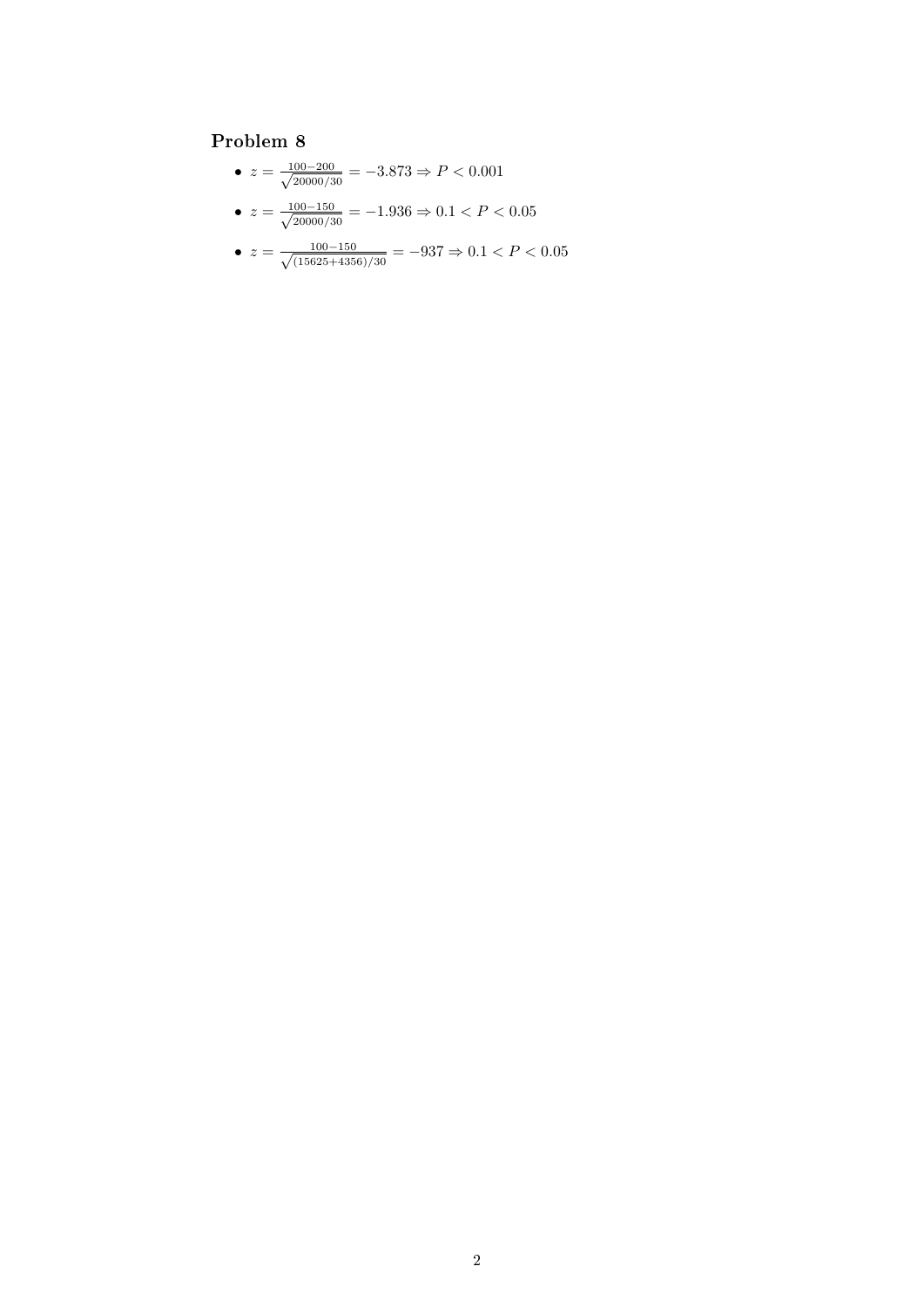### Problem 8

- $z = \frac{100-200}{\sqrt{20000/30}} = -3.873 \Rightarrow P < 0.001$
- $z = \frac{100-150}{\sqrt{20000/30}} = -1.936 \Rightarrow 0.1 < P < 0.05$
- $z = \frac{100-150}{\sqrt{(15625+4356)/30}} = -937 \Rightarrow 0.1 < P < 0.05$